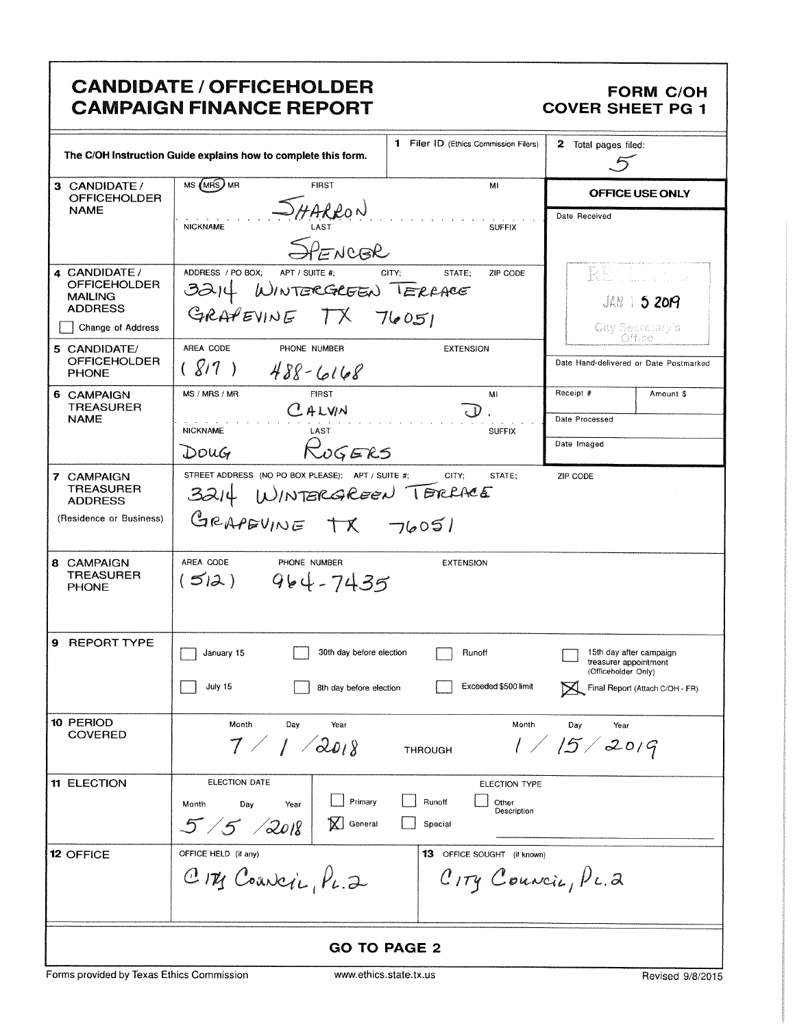# CANDIDATE / OFFICEHOLDER CAMPAIGN FINANCE REPORT

**FORM C/OH COVER SHEET PG 1**

The C/OH Instruction Guide explains how to complete this form.

**1** Filer ID (Ethics Commission Filers)

**2** Total pages filed: 5

| Field | Information |
|---|---|
| **3 CANDIDATE / OFFICEHOLDER NAME** | MS / **(MRS)** / MR; FIRST: SHARRON; MI: ; NICKNAME: ; LAST: SPENCER; SUFFIX: |
| **4 CANDIDATE / OFFICEHOLDER MAILING ADDRESS** ☐ Change of Address | ADDRESS / PO BOX; APT / SUITE #; CITY; STATE; ZIP CODE: 3214 WINTERGREEN TERRACE GRAPEVINE TX 76051 |
| **5 CANDIDATE/ OFFICEHOLDER PHONE** | AREA CODE (817) PHONE NUMBER 488-6168 EXTENSION |
| **6 CAMPAIGN TREASURER NAME** | MS / MRS / MR; FIRST: CALVIN; MI: D.; NICKNAME: DOUG; LAST: ROGERS; SUFFIX: |
| **7 CAMPAIGN TREASURER ADDRESS** (Residence or Business) | STREET ADDRESS (NO PO BOX PLEASE); APT / SUITE #; CITY; STATE; ZIP CODE: 3214 WINTERGREEN TERRACE GRAPEVINE TX 76051 |
| **8 CAMPAIGN TREASURER PHONE** | AREA CODE (512) PHONE NUMBER 964-7435 EXTENSION |

**OFFICE USE ONLY**

Date Received: RECEIVED JAN 15 2019 City Secretary's Office

Date Hand-delivered or Date Postmarked

Receipt # | Amount $

Date Processed

Date Imaged

**9 REPORT TYPE**

- ☐ January 15
- ☐ 30th day before election
- ☐ Runoff
- ☐ 15th day after campaign treasurer appointment (Officeholder Only)
- ☐ July 15
- ☐ 8th day before election
- ☐ Exceeded $500 limit
- ☒ Final Report (Attach C/OH - FR)

**10 PERIOD COVERED**

Month / Day / Year: 7 / 1 / 2018 THROUGH Month / Day / Year: 1 / 15 / 2019

**11 ELECTION**

ELECTION DATE (Month Day Year): 5 / 5 / 2018

ELECTION TYPE:
- ☐ Primary
- ☐ Runoff
- ☐ Other Description
- ☒ General
- ☐ Special

**12 OFFICE** OFFICE HELD (if any): City Council, Pl. 2

**13** OFFICE SOUGHT (if known): City Council, Pl. 2

**GO TO PAGE 2**

Forms provided by Texas Ethics Commission www.ethics.state.tx.us Revised 9/8/2015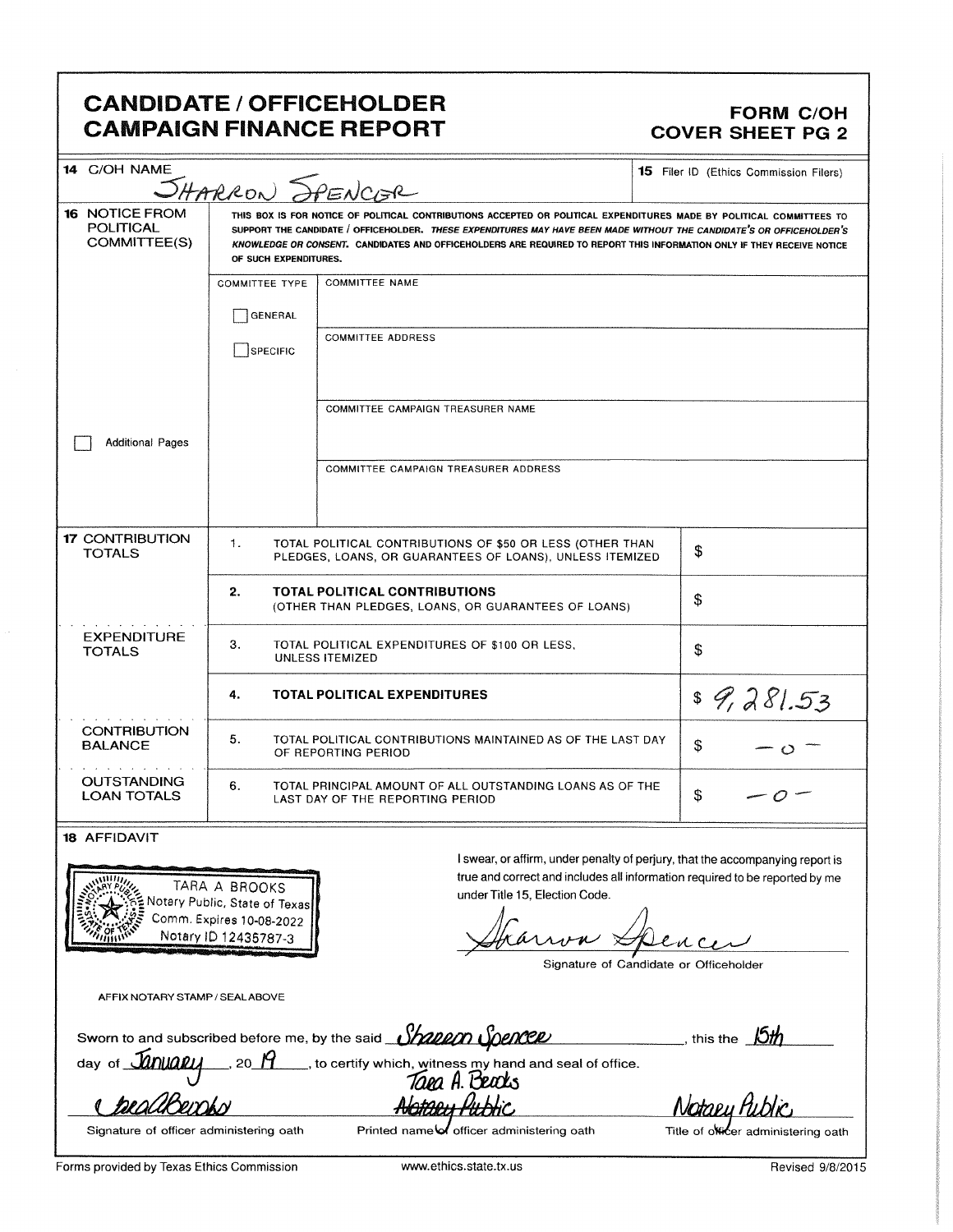# CANDIDATE / OFFICEHOLDER CAMPAIGN FINANCE REPORT

**FORM C/OH COVER SHEET PG 2**

| | | |
|---|---|---|
| **14** C/OH NAME | SHARRON SPENCER | **15** Filer ID (Ethics Commission Filers) |

**16 NOTICE FROM POLITICAL COMMITTEE(S)**

THIS BOX IS FOR NOTICE OF POLITICAL CONTRIBUTIONS ACCEPTED OR POLITICAL EXPENDITURES MADE BY POLITICAL COMMITTEES TO SUPPORT THE CANDIDATE / OFFICEHOLDER. *THESE EXPENDITURES MAY HAVE BEEN MADE WITHOUT THE CANDIDATE'S OR OFFICEHOLDER'S KNOWLEDGE OR CONSENT.* CANDIDATES AND OFFICEHOLDERS ARE REQUIRED TO REPORT THIS INFORMATION ONLY IF THEY RECEIVE NOTICE OF SUCH EXPENDITURES.

| COMMITTEE TYPE | |
|---|---|
| ☐ GENERAL | COMMITTEE NAME |
| ☐ SPECIFIC | COMMITTEE ADDRESS |
| | COMMITTEE CAMPAIGN TREASURER NAME |
| | COMMITTEE CAMPAIGN TREASURER ADDRESS |

☐ Additional Pages

| | | | |
|---|---|---|---|
| **17 CONTRIBUTION TOTALS** | 1. | TOTAL POLITICAL CONTRIBUTIONS OF $50 OR LESS (OTHER THAN PLEDGES, LOANS, OR GUARANTEES OF LOANS), UNLESS ITEMIZED | $ |
| | **2.** | **TOTAL POLITICAL CONTRIBUTIONS** (OTHER THAN PLEDGES, LOANS, OR GUARANTEES OF LOANS) | $ |
| **EXPENDITURE TOTALS** | 3. | TOTAL POLITICAL EXPENDITURES OF $100 OR LESS, UNLESS ITEMIZED | $ |
| | **4.** | **TOTAL POLITICAL EXPENDITURES** | $ 9,281.53 |
| **CONTRIBUTION BALANCE** | 5. | TOTAL POLITICAL CONTRIBUTIONS MAINTAINED AS OF THE LAST DAY OF REPORTING PERIOD | $ -0- |
| **OUTSTANDING LOAN TOTALS** | 6. | TOTAL PRINCIPAL AMOUNT OF ALL OUTSTANDING LOANS AS OF THE LAST DAY OF THE REPORTING PERIOD | $ -0- |

**18 AFFIDAVIT**

TARA A BROOKS
Notary Public, State of Texas
Comm. Expires 10-08-2022
Notary ID 12435787-3

AFFIX NOTARY STAMP / SEAL ABOVE

I swear, or affirm, under penalty of perjury, that the accompanying report is true and correct and includes all information required to be reported by me under Title 15, Election Code.

Sharron Spencer
Signature of Candidate or Officeholder

Sworn to and subscribed before me, by the said Sharron Spencer, this the 15th day of January, 20 19, to certify which, witness my hand and seal of office.

| Tara A Brooks | Tara A. Brooks Notary Public | Notary Public |
|---|---|---|
| Signature of officer administering oath | Printed name of officer administering oath | Title of officer administering oath |

Forms provided by Texas Ethics Commission www.ethics.state.tx.us Revised 9/8/2015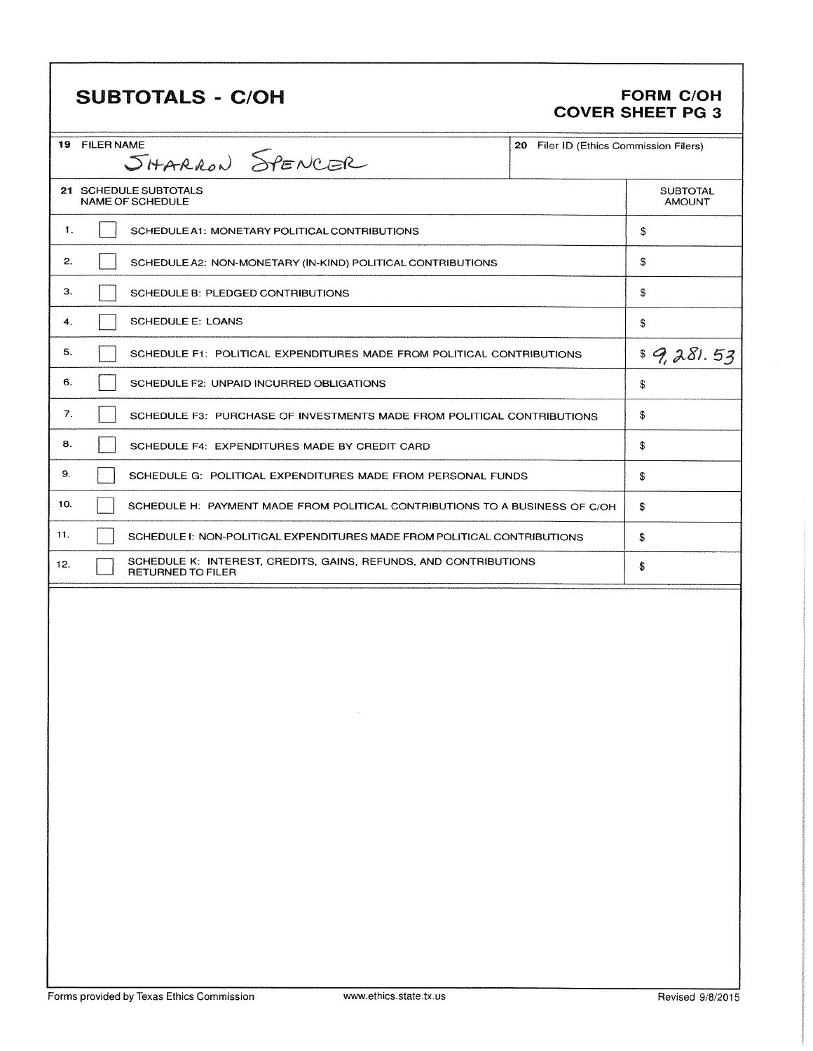## SUBTOTALS - C/OH

**FORM C/OH**
**COVER SHEET PG 3**

| 19 FILER NAME | 20 Filer ID (Ethics Commission Filers) |
| --- | --- |
| SHARRON SPENCER | |

| 21 SCHEDULE SUBTOTALS NAME OF SCHEDULE | SUBTOTAL AMOUNT |
| --- | --- |
| 1. ☐ SCHEDULE A1: MONETARY POLITICAL CONTRIBUTIONS | $ |
| 2. ☐ SCHEDULE A2: NON-MONETARY (IN-KIND) POLITICAL CONTRIBUTIONS | $ |
| 3. ☐ SCHEDULE B: PLEDGED CONTRIBUTIONS | $ |
| 4. ☐ SCHEDULE E: LOANS | $ |
| 5. ☐ SCHEDULE F1: POLITICAL EXPENDITURES MADE FROM POLITICAL CONTRIBUTIONS | $ 9,281.53 |
| 6. ☐ SCHEDULE F2: UNPAID INCURRED OBLIGATIONS | $ |
| 7. ☐ SCHEDULE F3: PURCHASE OF INVESTMENTS MADE FROM POLITICAL CONTRIBUTIONS | $ |
| 8. ☐ SCHEDULE F4: EXPENDITURES MADE BY CREDIT CARD | $ |
| 9. ☐ SCHEDULE G: POLITICAL EXPENDITURES MADE FROM PERSONAL FUNDS | $ |
| 10. ☐ SCHEDULE H: PAYMENT MADE FROM POLITICAL CONTRIBUTIONS TO A BUSINESS OF C/OH | $ |
| 11. ☐ SCHEDULE I: NON-POLITICAL EXPENDITURES MADE FROM POLITICAL CONTRIBUTIONS | $ |
| 12. ☐ SCHEDULE K: INTEREST, CREDITS, GAINS, REFUNDS, AND CONTRIBUTIONS RETURNED TO FILER | $ |

Forms provided by Texas Ethics Commission www.ethics.state.tx.us Revised 9/8/2015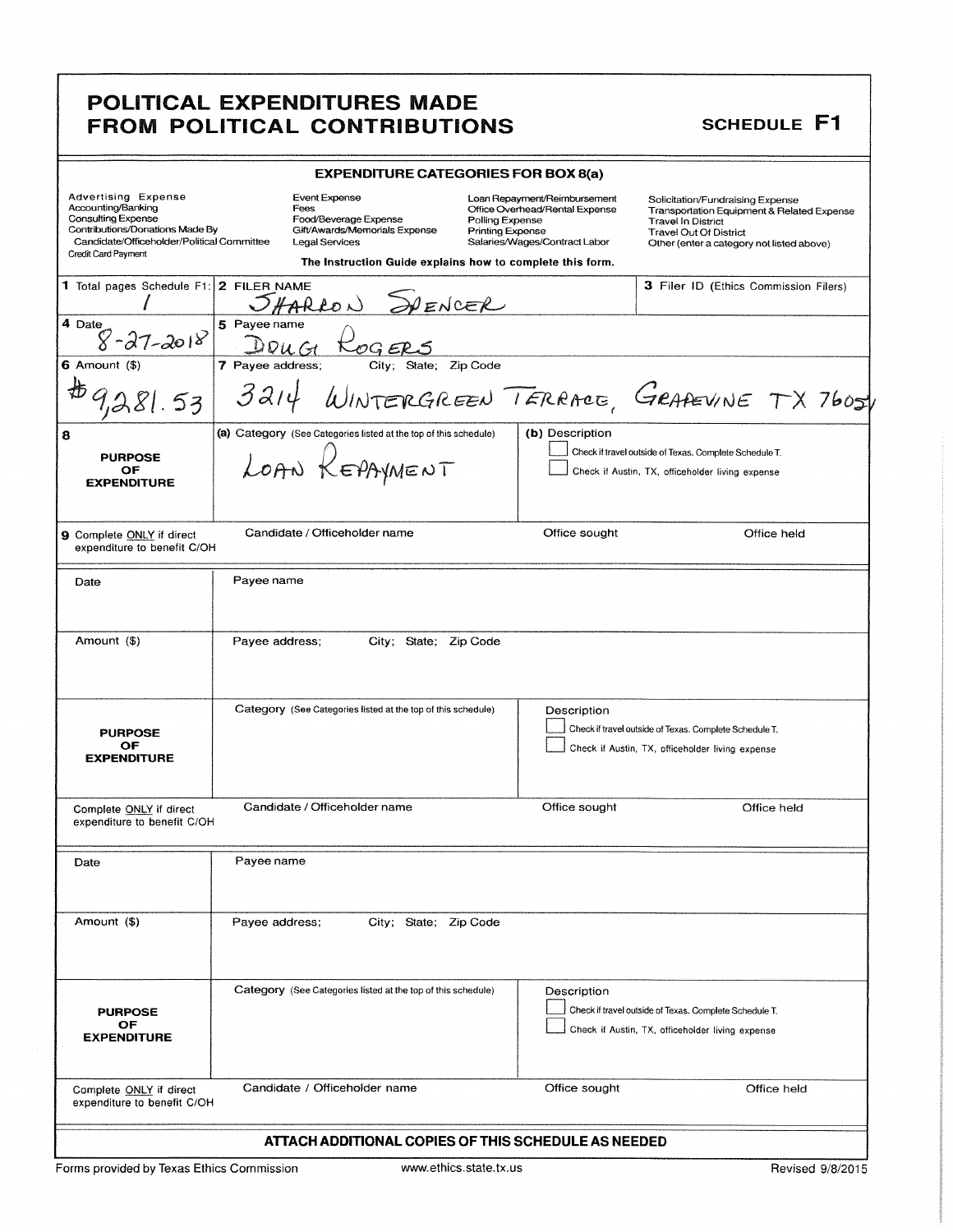# POLITICAL EXPENDITURES MADE FROM POLITICAL CONTRIBUTIONS

**SCHEDULE F1**

**EXPENDITURE CATEGORIES FOR BOX 8(a)**

| | | | |
|---|---|---|---|
| Advertising Expense | Event Expense | Loan Repayment/Reimbursement | Solicitation/Fundraising Expense |
| Accounting/Banking | Fees | Office Overhead/Rental Expense | Transportation Equipment & Related Expense |
| Consulting Expense | Food/Beverage Expense | Polling Expense | Travel In District |
| Contributions/Donations Made By Candidate/Officeholder/Political Committee | Gift/Awards/Memorials Expense | Printing Expense | Travel Out Of District |
| Credit Card Payment | Legal Services | Salaries/Wages/Contract Labor | Other (enter a category not listed above) |

**The Instruction Guide explains how to complete this form.**

| | | |
|---|---|---|
| **1** Total pages Schedule F1: 1 | **2** FILER NAME: SHARRON SPENCER | **3** Filer ID (Ethics Commission Filers) |
| **4** Date: 8-27-2018 | **5** Payee name: DOUG ROGERS | |
| **6** Amount ($): $9,281.53 | **7** Payee address; City; State; Zip Code: 3214 WINTERGREEN TERRACE, GRAPEVINE TX 76051 | |
| **8** PURPOSE OF EXPENDITURE | **(a)** Category (See Categories listed at the top of this schedule): LOAN REPAYMENT | **(b)** Description<br>☐ Check if travel outside of Texas. Complete Schedule T.<br>☐ Check if Austin, TX, officeholder living expense |
| **9** Complete ONLY if direct expenditure to benefit C/OH | Candidate / Officeholder name | Office sought / Office held |

| | | |
|---|---|---|
| Date | Payee name | |
| Amount ($) | Payee address; City; State; Zip Code | |
| PURPOSE OF EXPENDITURE | Category (See Categories listed at the top of this schedule) | Description<br>☐ Check if travel outside of Texas. Complete Schedule T.<br>☐ Check if Austin, TX, officeholder living expense |
| Complete ONLY if direct expenditure to benefit C/OH | Candidate / Officeholder name | Office sought / Office held |

| | | |
|---|---|---|
| Date | Payee name | |
| Amount ($) | Payee address; City; State; Zip Code | |
| PURPOSE OF EXPENDITURE | Category (See Categories listed at the top of this schedule) | Description<br>☐ Check if travel outside of Texas. Complete Schedule T.<br>☐ Check if Austin, TX, officeholder living expense |
| Complete ONLY if direct expenditure to benefit C/OH | Candidate / Officeholder name | Office sought / Office held |

**ATTACH ADDITIONAL COPIES OF THIS SCHEDULE AS NEEDED**

Forms provided by Texas Ethics Commission www.ethics.state.tx.us Revised 9/8/2015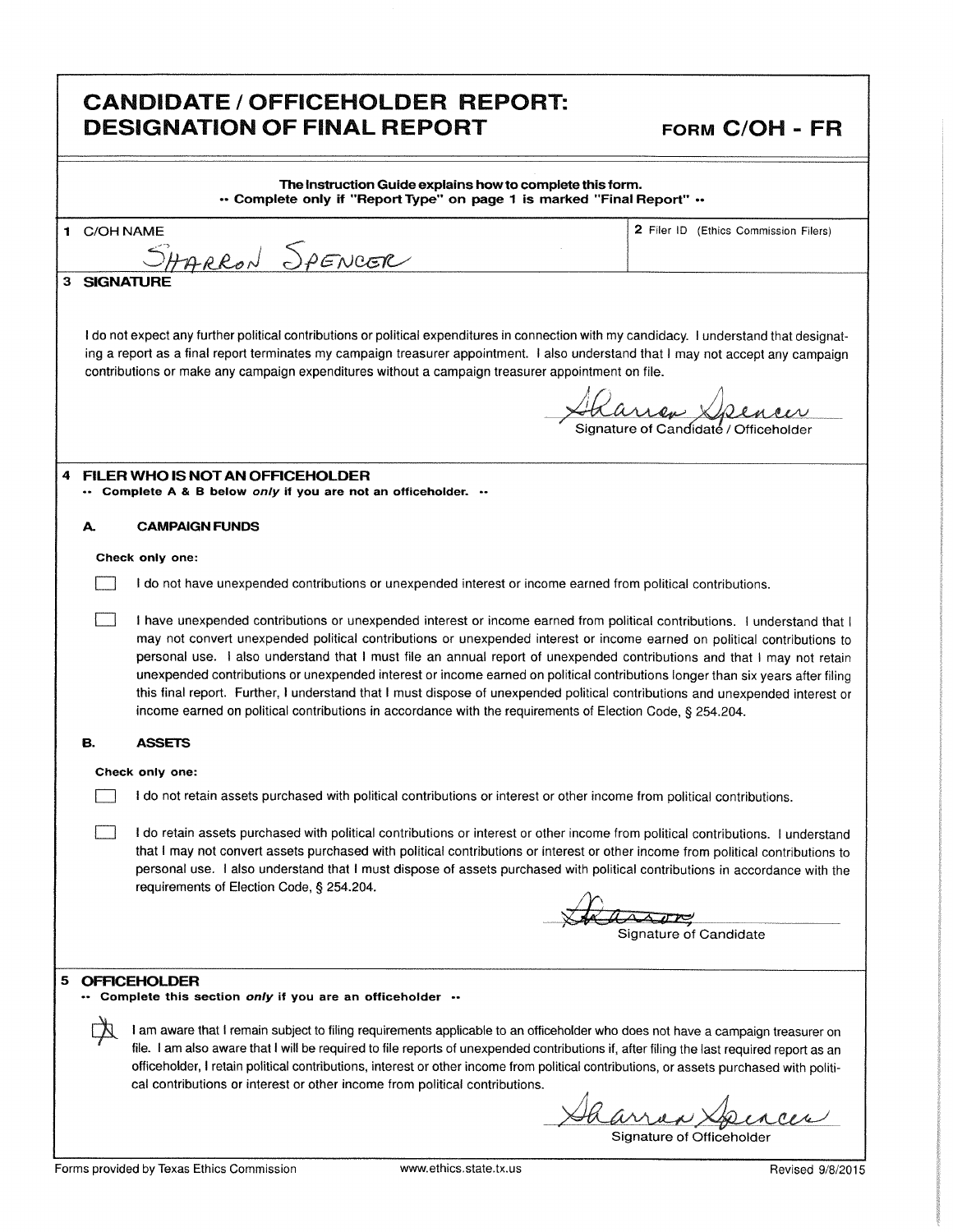# CANDIDATE / OFFICEHOLDER REPORT: DESIGNATION OF FINAL REPORT

**FORM C/OH - FR**

**The Instruction Guide explains how to complete this form.**
**•• Complete only if "Report Type" on page 1 is marked "Final Report" ••**

**1** C/OH NAME

SHARRON SPENCER

**2** Filer ID (Ethics Commission Filers)

**3 SIGNATURE**

I do not expect any further political contributions or political expenditures in connection with my candidacy. I understand that designating a report as a final report terminates my campaign treasurer appointment. I also understand that I may not accept any campaign contributions or make any campaign expenditures without a campaign treasurer appointment on file.

Sharron Spencer

Signature of Candidate / Officeholder

**4 FILER WHO IS NOT AN OFFICEHOLDER**

**•• Complete A & B below *only* if you are not an officeholder. ••**

**A. CAMPAIGN FUNDS**

**Check only one:**

- [ ] I do not have unexpended contributions or unexpended interest or income earned from political contributions.
- [ ] I have unexpended contributions or unexpended interest or income earned from political contributions. I understand that I may not convert unexpended political contributions or unexpended interest or income earned on political contributions to personal use. I also understand that I must file an annual report of unexpended contributions and that I may not retain unexpended contributions or unexpended interest or income earned on political contributions longer than six years after filing this final report. Further, I understand that I must dispose of unexpended political contributions and unexpended interest or income earned on political contributions in accordance with the requirements of Election Code, § 254.204.

**B. ASSETS**

**Check only one:**

- [ ] I do not retain assets purchased with political contributions or interest or other income from political contributions.
- [ ] I do retain assets purchased with political contributions or interest or other income from political contributions. I understand that I may not convert assets purchased with political contributions or interest or other income from political contributions to personal use. I also understand that I must dispose of assets purchased with political contributions in accordance with the requirements of Election Code, § 254.204.

Sharron

Signature of Candidate

**5 OFFICEHOLDER**

**•• Complete this section *only* if you are an officeholder ••**

- [x] I am aware that I remain subject to filing requirements applicable to an officeholder who does not have a campaign treasurer on file. I am also aware that I will be required to file reports of unexpended contributions if, after filing the last required report as an officeholder, I retain political contributions, interest or other income from political contributions, or assets purchased with political contributions or interest or other income from political contributions.

Sharron Spencer

Signature of Officeholder

Forms provided by Texas Ethics Commission www.ethics.state.tx.us Revised 9/8/2015